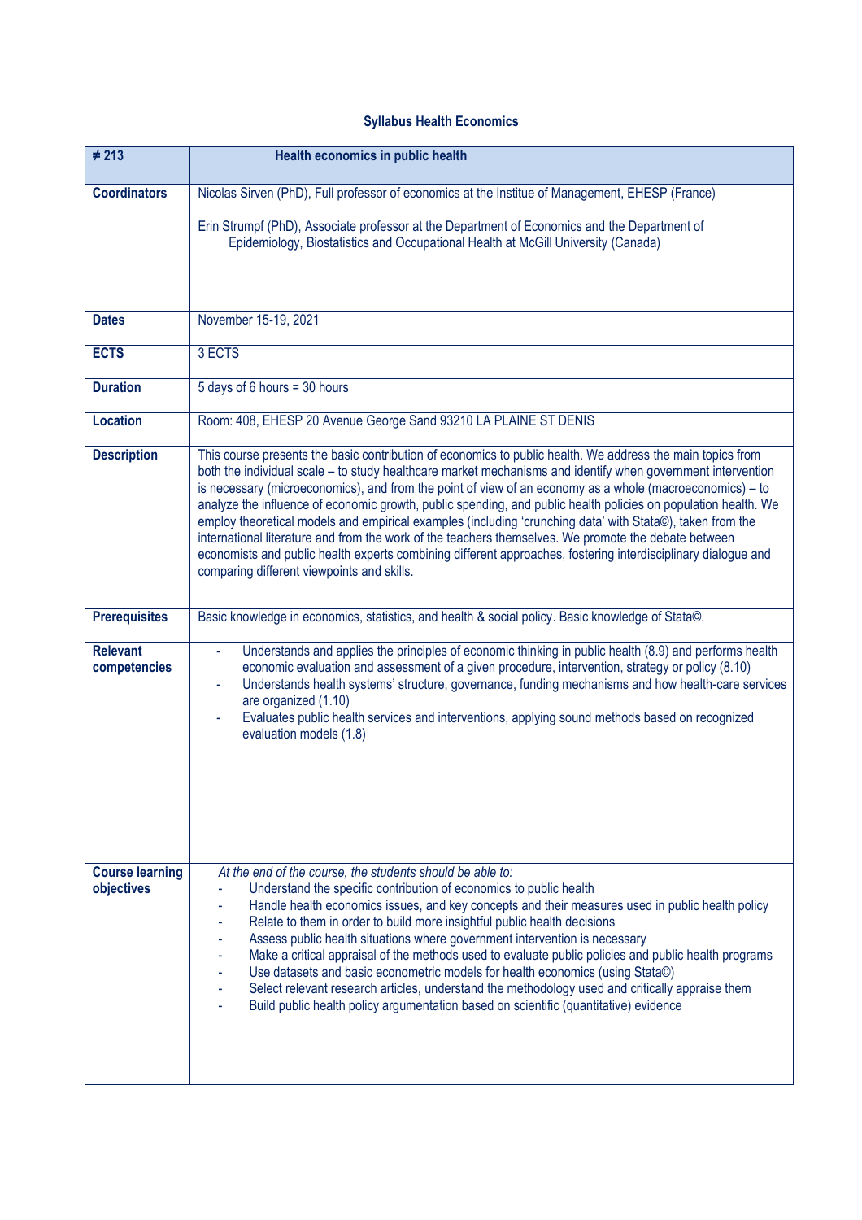# Syllabus Health Economics

| ≠ 213 | Health economics in public health |
|---|---|
| **Coordinators** | Nicolas Sirven (PhD), Full professor of economics at the Institue of Management, EHESP (France)<br><br>Erin Strumpf (PhD), Associate professor at the Department of Economics and the Department of Epidemiology, Biostatistics and Occupational Health at McGill University (Canada) |
| **Dates** | November 15-19, 2021 |
| **ECTS** | 3 ECTS |
| **Duration** | 5 days of 6 hours = 30 hours |
| **Location** | Room: 408, EHESP 20 Avenue George Sand 93210 LA PLAINE ST DENIS |
| **Description** | This course presents the basic contribution of economics to public health. We address the main topics from both the individual scale – to study healthcare market mechanisms and identify when government intervention is necessary (microeconomics), and from the point of view of an economy as a whole (macroeconomics) – to analyze the influence of economic growth, public spending, and public health policies on population health. We employ theoretical models and empirical examples (including 'crunching data' with Stata©), taken from the international literature and from the work of the teachers themselves. We promote the debate between economists and public health experts combining different approaches, fostering interdisciplinary dialogue and comparing different viewpoints and skills. |
| **Prerequisites** | Basic knowledge in economics, statistics, and health & social policy. Basic knowledge of Stata©. |
| **Relevant competencies** | - Understands and applies the principles of economic thinking in public health (8.9) and performs health economic evaluation and assessment of a given procedure, intervention, strategy or policy (8.10)<br>- Understands health systems' structure, governance, funding mechanisms and how health-care services are organized (1.10)<br>- Evaluates public health services and interventions, applying sound methods based on recognized evaluation models (1.8) |
| **Course learning objectives** | *At the end of the course, the students should be able to:*<br>- Understand the specific contribution of economics to public health<br>- Handle health economics issues, and key concepts and their measures used in public health policy<br>- Relate to them in order to build more insightful public health decisions<br>- Assess public health situations where government intervention is necessary<br>- Make a critical appraisal of the methods used to evaluate public policies and public health programs<br>- Use datasets and basic econometric models for health economics (using Stata©)<br>- Select relevant research articles, understand the methodology used and critically appraise them<br>- Build public health policy argumentation based on scientific (quantitative) evidence |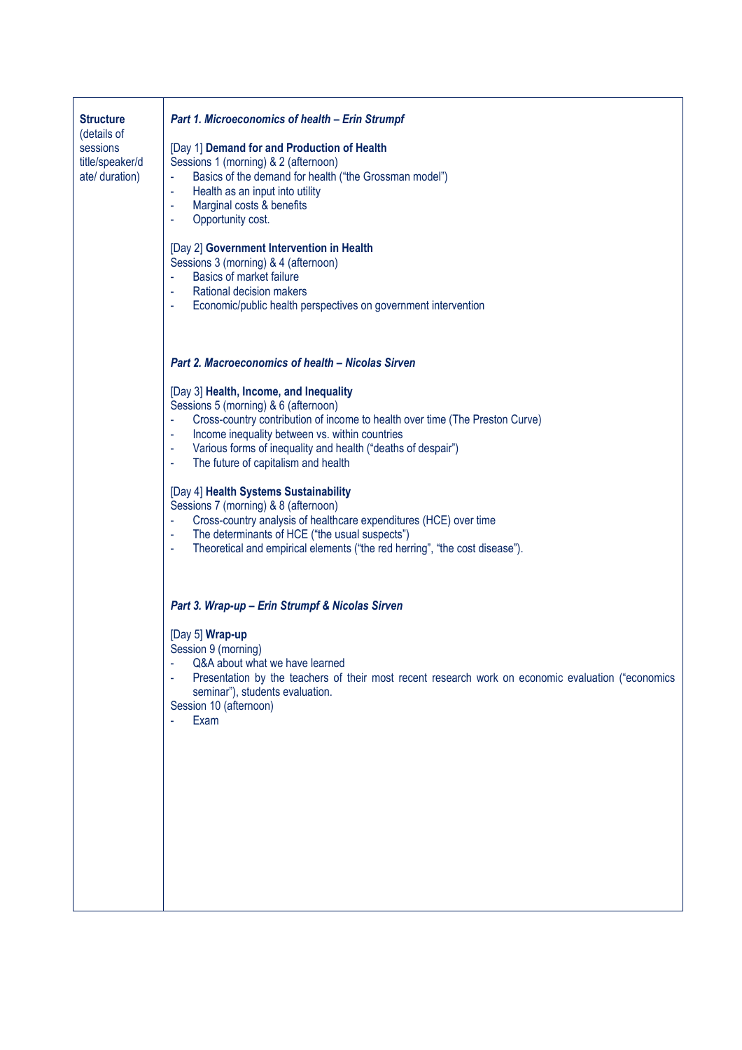| **Structure** (details of sessions title/speaker/date/ duration) | ***Part 1. Microeconomics of health – Erin Strumpf***<br><br>[Day 1] **Demand for and Production of Health**<br>Sessions 1 (morning) & 2 (afternoon)<br>- Basics of the demand for health ("the Grossman model")<br>- Health as an input into utility<br>- Marginal costs & benefits<br>- Opportunity cost.<br><br>[Day 2] **Government Intervention in Health**<br>Sessions 3 (morning) & 4 (afternoon)<br>- Basics of market failure<br>- Rational decision makers<br>- Economic/public health perspectives on government intervention<br><br>***Part 2. Macroeconomics of health – Nicolas Sirven***<br><br>[Day 3] **Health, Income, and Inequality**<br>Sessions 5 (morning) & 6 (afternoon)<br>- Cross-country contribution of income to health over time (The Preston Curve)<br>- Income inequality between vs. within countries<br>- Various forms of inequality and health ("deaths of despair")<br>- The future of capitalism and health<br><br>[Day 4] **Health Systems Sustainability**<br>Sessions 7 (morning) & 8 (afternoon)<br>- Cross-country analysis of healthcare expenditures (HCE) over time<br>- The determinants of HCE ("the usual suspects")<br>- Theoretical and empirical elements ("the red herring", "the cost disease").<br><br>***Part 3. Wrap-up – Erin Strumpf & Nicolas Sirven***<br><br>[Day 5] **Wrap-up**<br>Session 9 (morning)<br>- Q&A about what we have learned<br>- Presentation by the teachers of their most recent research work on economic evaluation ("economics seminar"), students evaluation.<br>Session 10 (afternoon)<br>- Exam |
|---|---|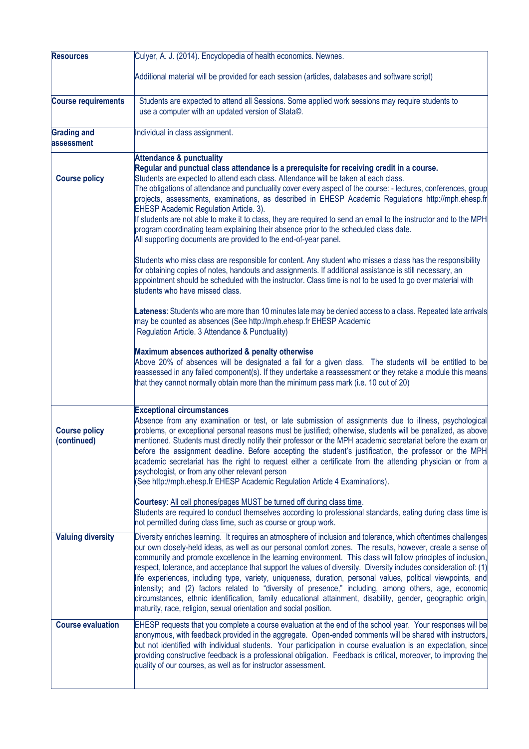| | |
|---|---|
| **Resources** | Culyer, A. J. (2014). Encyclopedia of health economics. Newnes.<br><br>Additional material will be provided for each session (articles, databases and software script) |
| **Course requirements** | Students are expected to attend all Sessions. Some applied work sessions may require students to use a computer with an updated version of Stata©. |
| **Grading and assessment** | Individual in class assignment. |
| **Course policy** | **Attendance & punctuality**<br>**Regular and punctual class attendance is a prerequisite for receiving credit in a course.**<br>Students are expected to attend each class. Attendance will be taken at each class.<br>The obligations of attendance and punctuality cover every aspect of the course: - lectures, conferences, group projects, assessments, examinations, as described in EHESP Academic Regulations http://mph.ehesp.fr EHESP Academic Regulation Article. 3).<br>If students are not able to make it to class, they are required to send an email to the instructor and to the MPH program coordinating team explaining their absence prior to the scheduled class date.<br>All supporting documents are provided to the end-of-year panel.<br><br>Students who miss class are responsible for content. Any student who misses a class has the responsibility for obtaining copies of notes, handouts and assignments. If additional assistance is still necessary, an appointment should be scheduled with the instructor. Class time is not to be used to go over material with students who have missed class.<br><br>**Lateness**: Students who are more than 10 minutes late may be denied access to a class. Repeated late arrivals may be counted as absences (See http://mph.ehesp.fr EHESP Academic Regulation Article. 3 Attendance & Punctuality)<br><br>**Maximum absences authorized & penalty otherwise**<br>Above 20% of absences will be designated a fail for a given class. The students will be entitled to be reassessed in any failed component(s). If they undertake a reassessment or they retake a module this means that they cannot normally obtain more than the minimum pass mark (i.e. 10 out of 20) |
| **Course policy (continued)** | **Exceptional circumstances**<br>Absence from any examination or test, or late submission of assignments due to illness, psychological problems, or exceptional personal reasons must be justified; otherwise, students will be penalized, as above mentioned. Students must directly notify their professor or the MPH academic secretariat before the exam or before the assignment deadline. Before accepting the student's justification, the professor or the MPH academic secretariat has the right to request either a certificate from the attending physician or from a psychologist, or from any other relevant person<br>(See http://mph.ehesp.fr EHESP Academic Regulation Article 4 Examinations).<br><br>**Courtesy**: All cell phones/pages MUST be turned off during class time.<br>Students are required to conduct themselves according to professional standards, eating during class time is not permitted during class time, such as course or group work. |
| **Valuing diversity** | Diversity enriches learning. It requires an atmosphere of inclusion and tolerance, which oftentimes challenges our own closely-held ideas, as well as our personal comfort zones. The results, however, create a sense of community and promote excellence in the learning environment. This class will follow principles of inclusion, respect, tolerance, and acceptance that support the values of diversity. Diversity includes consideration of: (1) life experiences, including type, variety, uniqueness, duration, personal values, political viewpoints, and intensity; and (2) factors related to "diversity of presence," including, among others, age, economic circumstances, ethnic identification, family educational attainment, disability, gender, geographic origin, maturity, race, religion, sexual orientation and social position. |
| **Course evaluation** | EHESP requests that you complete a course evaluation at the end of the school year. Your responses will be anonymous, with feedback provided in the aggregate. Open-ended comments will be shared with instructors, but not identified with individual students. Your participation in course evaluation is an expectation, since providing constructive feedback is a professional obligation. Feedback is critical, moreover, to improving the quality of our courses, as well as for instructor assessment. |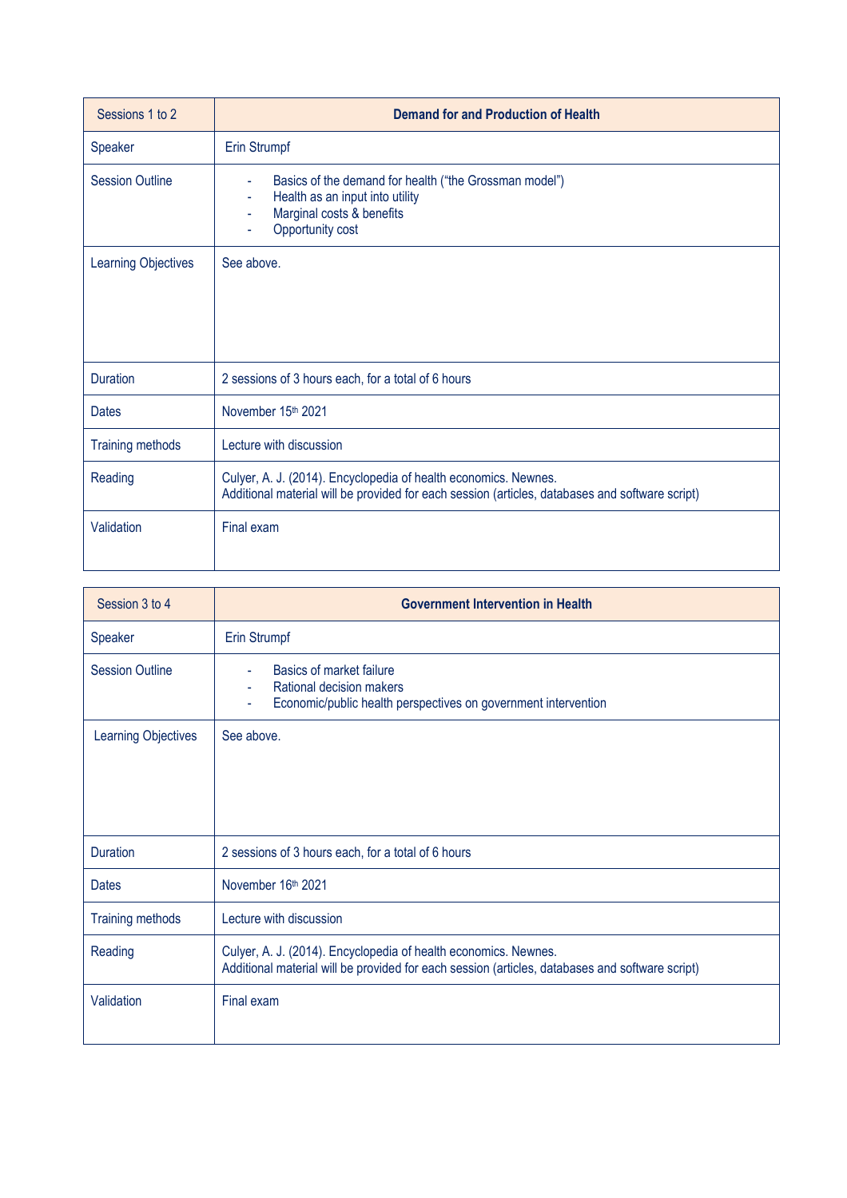| Sessions 1 to 2 | Demand for and Production of Health |
|---|---|
| Speaker | Erin Strumpf |
| Session Outline | - Basics of the demand for health ("the Grossman model")<br>- Health as an input into utility<br>- Marginal costs & benefits<br>- Opportunity cost |
| Learning Objectives | See above. |
| Duration | 2 sessions of 3 hours each, for a total of 6 hours |
| Dates | November 15th 2021 |
| Training methods | Lecture with discussion |
| Reading | Culyer, A. J. (2014). Encyclopedia of health economics. Newnes.<br>Additional material will be provided for each session (articles, databases and software script) |
| Validation | Final exam |

| Session 3 to 4 | Government Intervention in Health |
|---|---|
| Speaker | Erin Strumpf |
| Session Outline | - Basics of market failure<br>- Rational decision makers<br>- Economic/public health perspectives on government intervention |
| Learning Objectives | See above. |
| Duration | 2 sessions of 3 hours each, for a total of 6 hours |
| Dates | November 16th 2021 |
| Training methods | Lecture with discussion |
| Reading | Culyer, A. J. (2014). Encyclopedia of health economics. Newnes.<br>Additional material will be provided for each session (articles, databases and software script) |
| Validation | Final exam |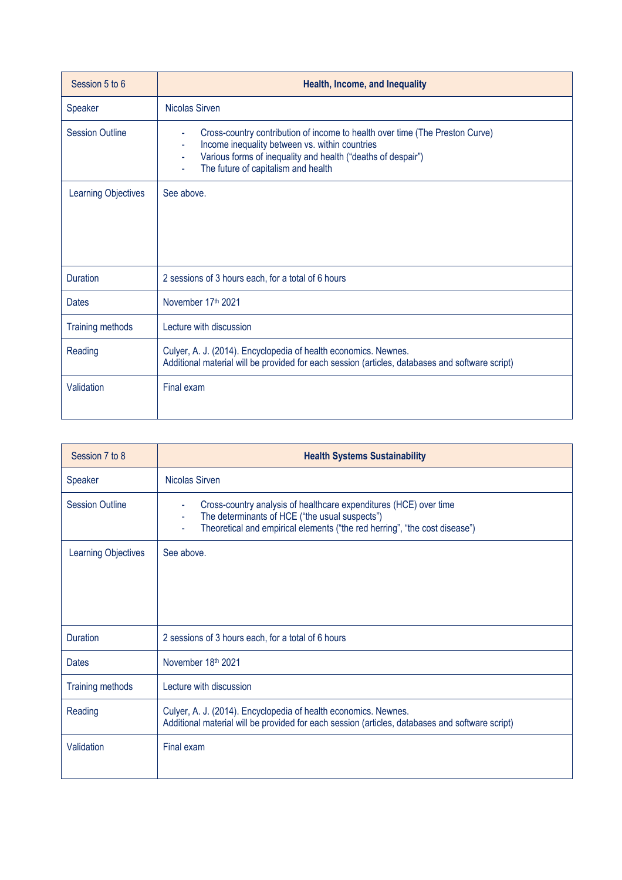| Session 5 to 6 | **Health, Income, and Inequality** |
|---|---|
| Speaker | Nicolas Sirven |
| Session Outline | - Cross-country contribution of income to health over time (The Preston Curve)<br>- Income inequality between vs. within countries<br>- Various forms of inequality and health ("deaths of despair")<br>- The future of capitalism and health |
| Learning Objectives | See above. |
| Duration | 2 sessions of 3 hours each, for a total of 6 hours |
| Dates | November 17th 2021 |
| Training methods | Lecture with discussion |
| Reading | Culyer, A. J. (2014). Encyclopedia of health economics. Newnes.<br>Additional material will be provided for each session (articles, databases and software script) |
| Validation | Final exam |

| Session 7 to 8 | **Health Systems Sustainability** |
|---|---|
| Speaker | Nicolas Sirven |
| Session Outline | - Cross-country analysis of healthcare expenditures (HCE) over time<br>- The determinants of HCE ("the usual suspects")<br>- Theoretical and empirical elements ("the red herring", "the cost disease") |
| Learning Objectives | See above. |
| Duration | 2 sessions of 3 hours each, for a total of 6 hours |
| Dates | November 18th 2021 |
| Training methods | Lecture with discussion |
| Reading | Culyer, A. J. (2014). Encyclopedia of health economics. Newnes.<br>Additional material will be provided for each session (articles, databases and software script) |
| Validation | Final exam |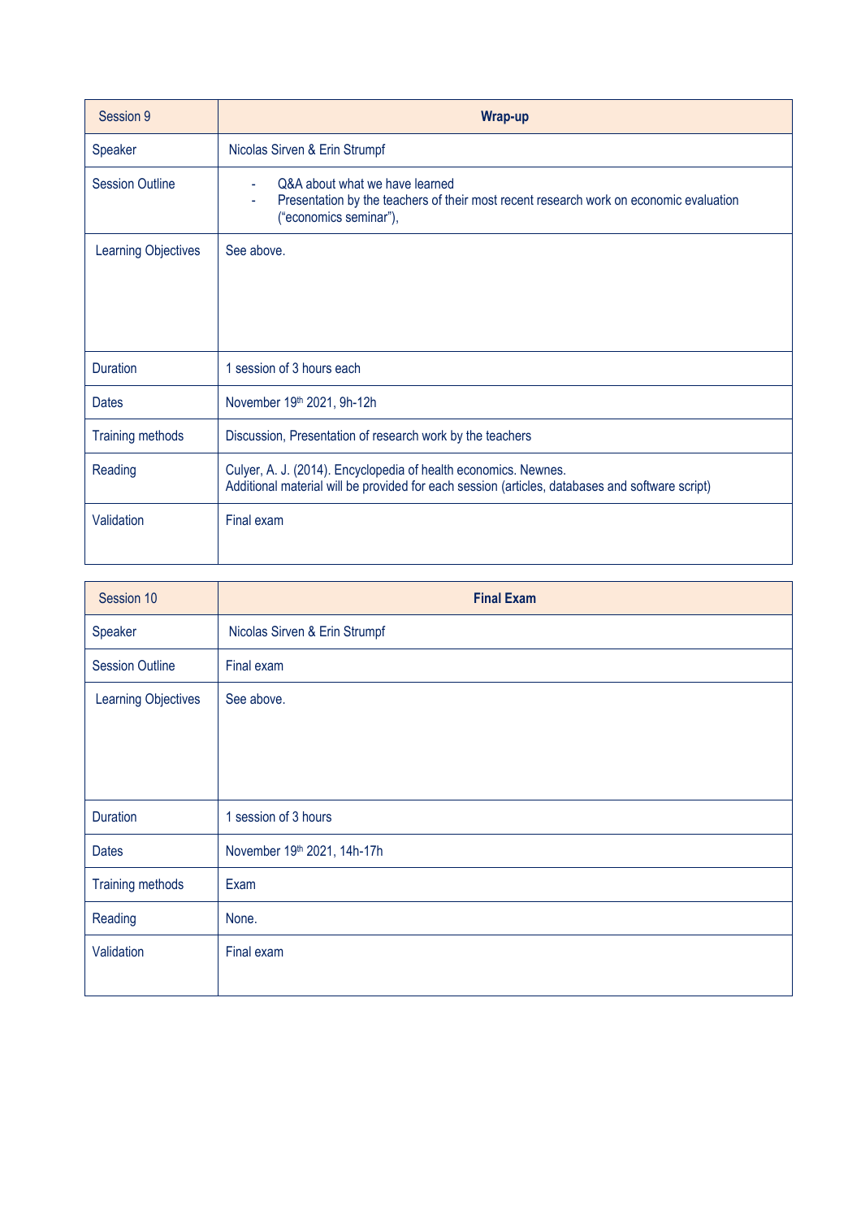| Session 9 | Wrap-up |
|---|---|
| Speaker | Nicolas Sirven & Erin Strumpf |
| Session Outline | - Q&A about what we have learned<br>- Presentation by the teachers of their most recent research work on economic evaluation ("economics seminar"), |
| Learning Objectives | See above. |
| Duration | 1 session of 3 hours each |
| Dates | November 19th 2021, 9h-12h |
| Training methods | Discussion, Presentation of research work by the teachers |
| Reading | Culyer, A. J. (2014). Encyclopedia of health economics. Newnes.<br>Additional material will be provided for each session (articles, databases and software script) |
| Validation | Final exam |

| Session 10 | Final Exam |
|---|---|
| Speaker | Nicolas Sirven & Erin Strumpf |
| Session Outline | Final exam |
| Learning Objectives | See above. |
| Duration | 1 session of 3 hours |
| Dates | November 19th 2021, 14h-17h |
| Training methods | Exam |
| Reading | None. |
| Validation | Final exam |